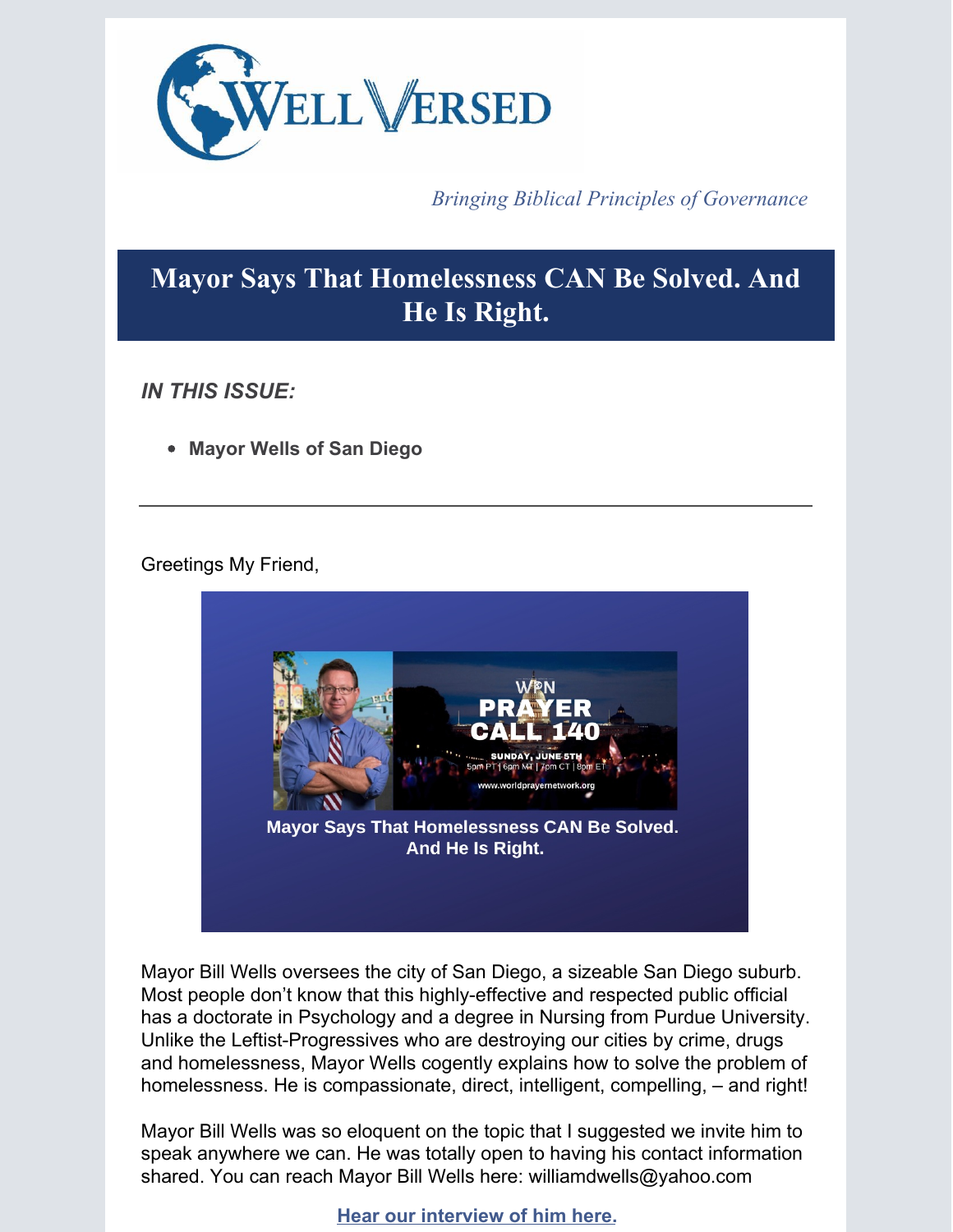WELL VERSED

*Bringing Biblical Principles of Governance*

# Mayor Says That Homelessness CAN Be Solved. And He Is Right.

***IN THIS ISSUE:***

- **Mayor Wells of San Diego**

---

Greetings My Friend,

**Mayor Says That Homelessness CAN Be Solved. And He Is Right.**

Mayor Bill Wells oversees the city of San Diego, a sizeable San Diego suburb. Most people don't know that this highly-effective and respected public official has a doctorate in Psychology and a degree in Nursing from Purdue University. Unlike the Leftist-Progressives who are destroying our cities by crime, drugs and homelessness, Mayor Wells cogently explains how to solve the problem of homelessness. He is compassionate, direct, intelligent, compelling, – and right!

Mayor Bill Wells was so eloquent on the topic that I suggested we invite him to speak anywhere we can. He was totally open to having his contact information shared. You can reach Mayor Bill Wells here: williamdwells@yahoo.com

**Hear our interview of him here.**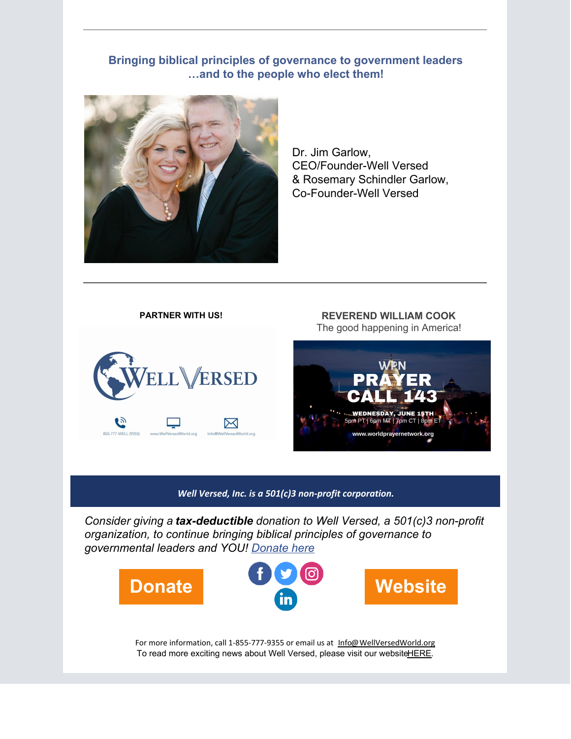---

**Bringing biblical principles of governance to government leaders ...and to the people who elect them!**

Dr. Jim Garlow,
CEO/Founder-Well Versed
& Rosemary Schindler Garlow,
Co-Founder-Well Versed

---

**PARTNER WITH US!**

WELL VERSED

855-777-WELL (9355) www.WellVersedWorld.org Info@WellVersedWorld.org

**REVEREND WILLIAM COOK**
The good happening in America!

WPN PRAYER CALL 143
WEDNESDAY, JUNE 15TH
5pm PT | 6pm MT | 7pm CT | 8pm ET
www.worldprayernetwork.org

***Well Versed, Inc. is a 501(c)3 non-profit corporation.***

*Consider giving a **tax-deductible** donation to Well Versed, a 501(c)3 non-profit organization, to continue bringing biblical principles of governance to governmental leaders and YOU! Donate here*

**Donate** **Website**

For more information, call 1-855-777-9355 or email us at Info@WellVersedWorld.org
To read more exciting news about Well Versed, please visit our websiteHERE.